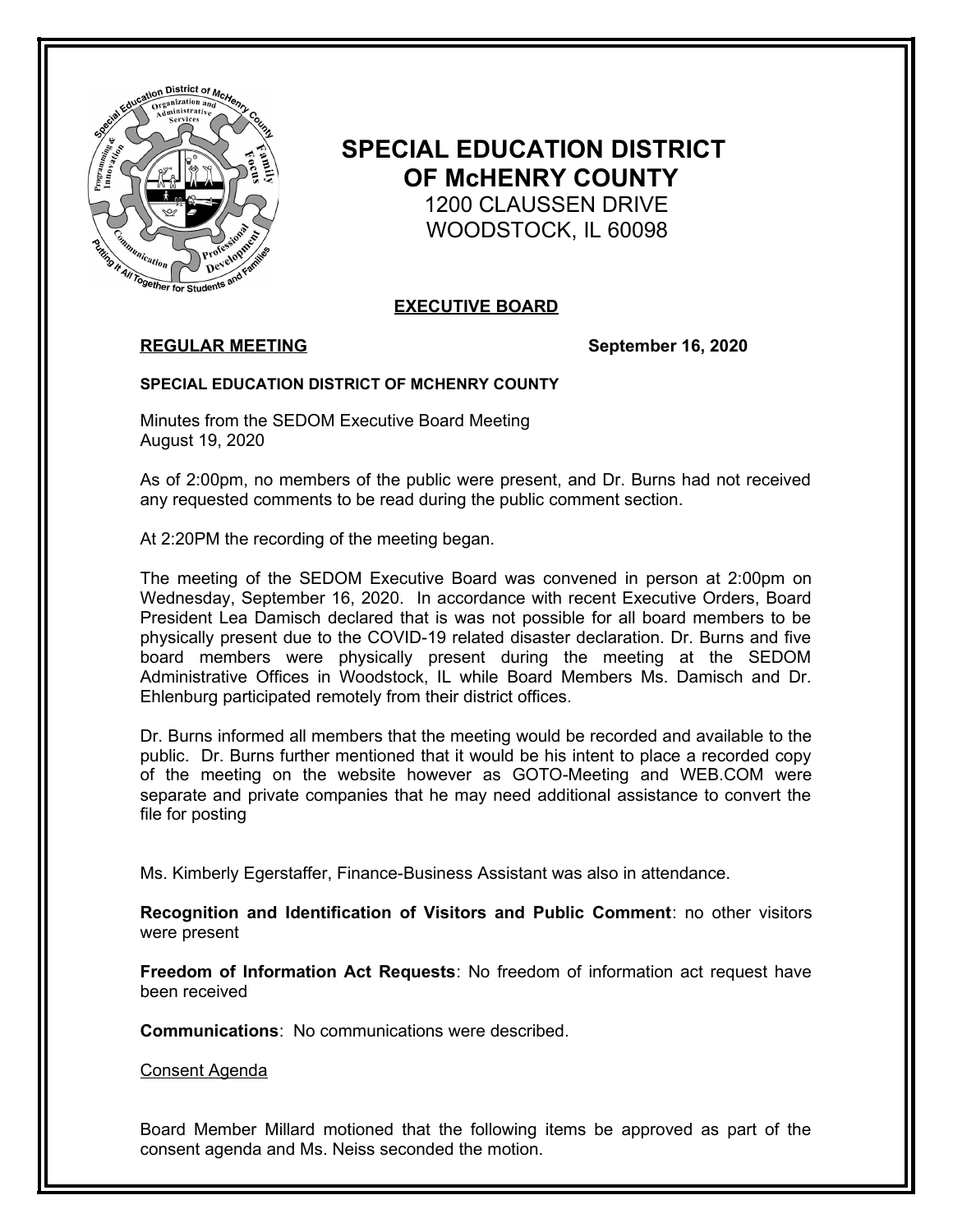# SPECIAL EDUCATION DISTRICT OF McHENRY COUNTY

1200 CLAUSSEN DRIVE
WOODSTOCK, IL 60098

## EXECUTIVE BOARD

**REGULAR MEETING** **September 16, 2020**

**SPECIAL EDUCATION DISTRICT OF MCHENRY COUNTY**

Minutes from the SEDOM Executive Board Meeting
August 19, 2020

As of 2:00pm, no members of the public were present, and Dr. Burns had not received any requested comments to be read during the public comment section.

At 2:20PM the recording of the meeting began.

The meeting of the SEDOM Executive Board was convened in person at 2:00pm on Wednesday, September 16, 2020. In accordance with recent Executive Orders, Board President Lea Damisch declared that is was not possible for all board members to be physically present due to the COVID-19 related disaster declaration. Dr. Burns and five board members were physically present during the meeting at the SEDOM Administrative Offices in Woodstock, IL while Board Members Ms. Damisch and Dr. Ehlenburg participated remotely from their district offices.

Dr. Burns informed all members that the meeting would be recorded and available to the public. Dr. Burns further mentioned that it would be his intent to place a recorded copy of the meeting on the website however as GOTO-Meeting and WEB.COM were separate and private companies that he may need additional assistance to convert the file for posting

Ms. Kimberly Egerstaffer, Finance-Business Assistant was also in attendance.

**Recognition and Identification of Visitors and Public Comment**: no other visitors were present

**Freedom of Information Act Requests**: No freedom of information act request have been received

**Communications**: No communications were described.

Consent Agenda

Board Member Millard motioned that the following items be approved as part of the consent agenda and Ms. Neiss seconded the motion.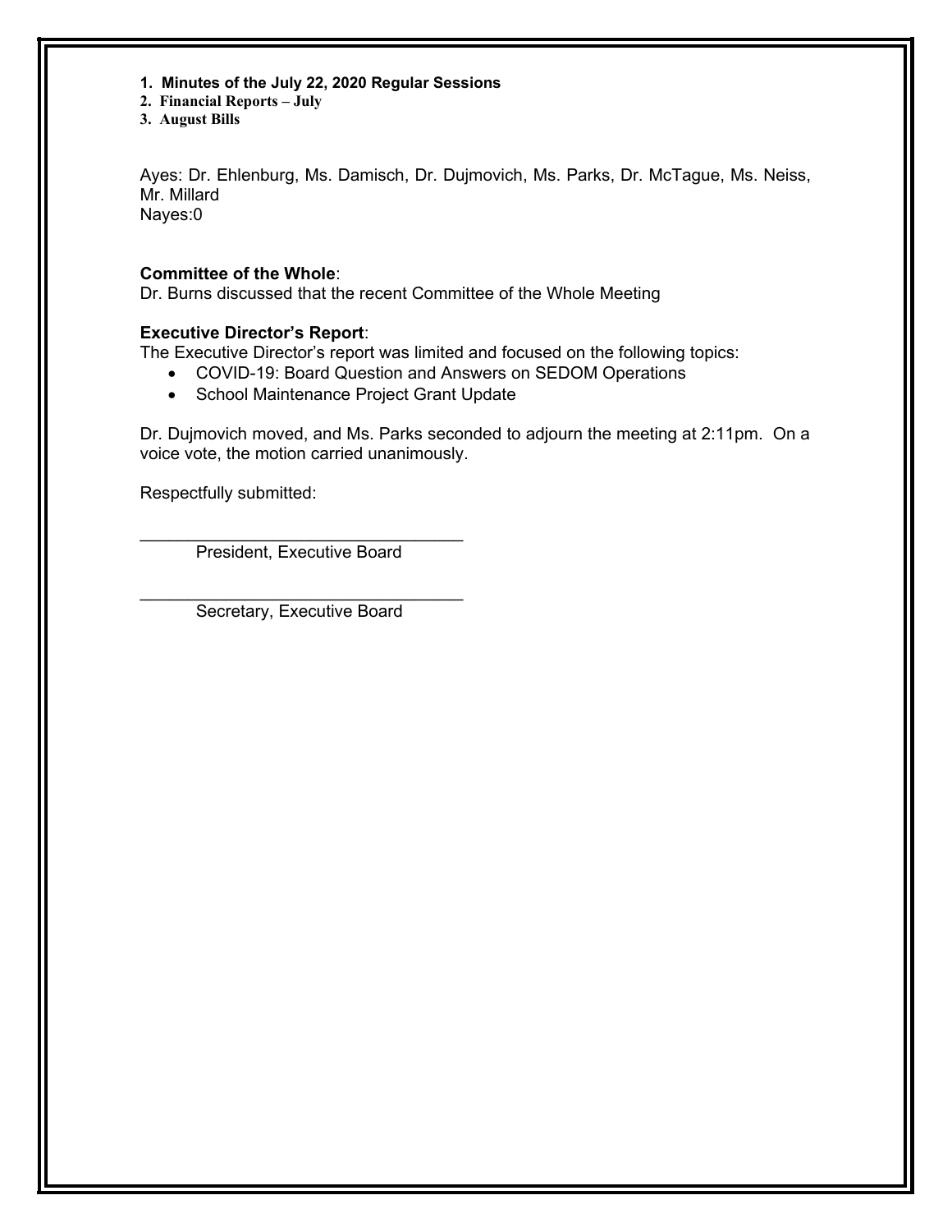1. **Minutes of the July 22, 2020 Regular Sessions**
2. **Financial Reports – July**
3. **August Bills**

Ayes: Dr. Ehlenburg, Ms. Damisch, Dr. Dujmovich, Ms. Parks, Dr. McTague, Ms. Neiss, Mr. Millard
Nayes:0

**Committee of the Whole**:
Dr. Burns discussed that the recent Committee of the Whole Meeting

**Executive Director's Report**:
The Executive Director's report was limited and focused on the following topics:

- COVID-19: Board Question and Answers on SEDOM Operations
- School Maintenance Project Grant Update

Dr. Dujmovich moved, and Ms. Parks seconded to adjourn the meeting at 2:11pm. On a voice vote, the motion carried unanimously.

Respectfully submitted:

___________________________________
President, Executive Board

___________________________________
Secretary, Executive Board